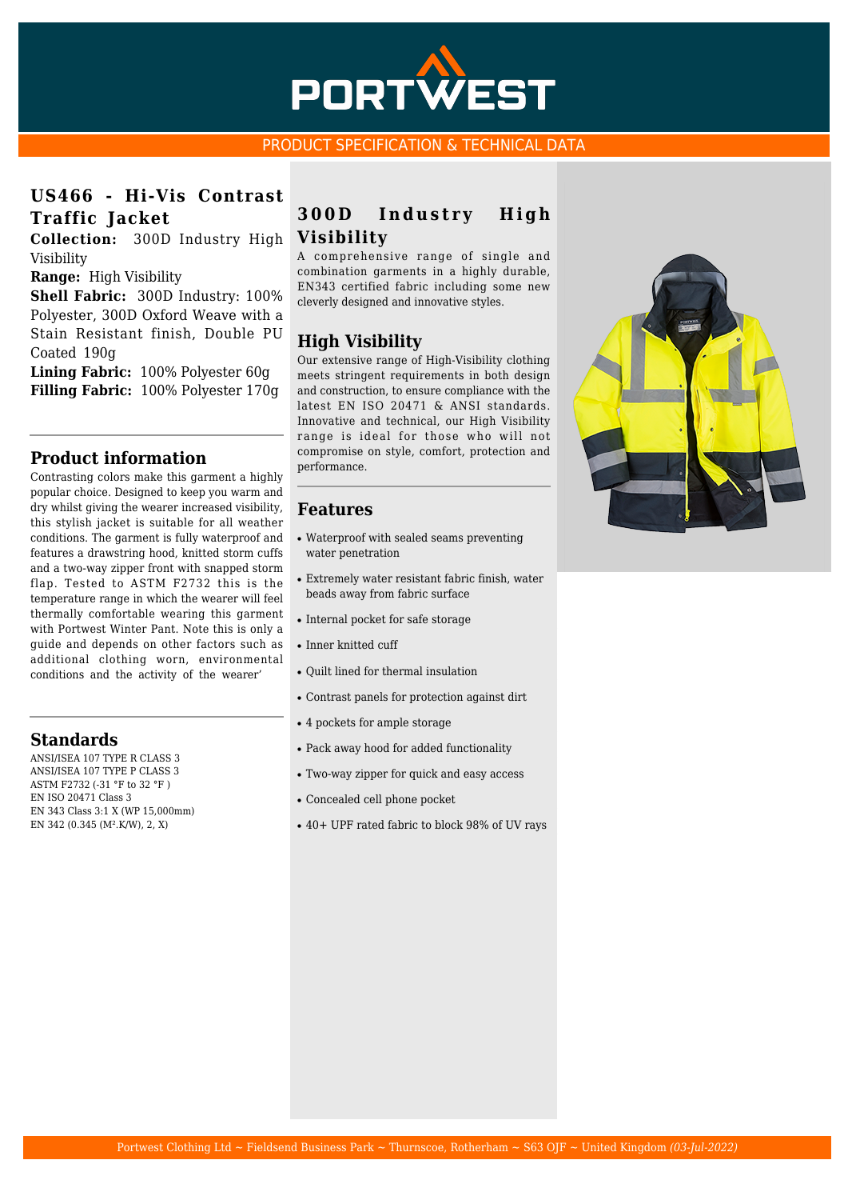# PORTWEST

PRODUCT SPECIFICATION & TECHNICAL DATA

## US466 - Hi-Vis Contrast Traffic Jacket

**Collection:** 300D Industry High Visibility
**Range:** High Visibility
**Shell Fabric:** 300D Industry: 100% Polyester, 300D Oxford Weave with a Stain Resistant finish, Double PU Coated 190g
**Lining Fabric:** 100% Polyester 60g
**Filling Fabric:** 100% Polyester 170g

## Product information

Contrasting colors make this garment a highly popular choice. Designed to keep you warm and dry whilst giving the wearer increased visibility, this stylish jacket is suitable for all weather conditions. The garment is fully waterproof and features a drawstring hood, knitted storm cuffs and a two-way zipper front with snapped storm flap. Tested to ASTM F2732 this is the temperature range in which the wearer will feel thermally comfortable wearing this garment with Portwest Winter Pant. Note this is only a guide and depends on other factors such as additional clothing worn, environmental conditions and the activity of the wearer'

## Standards

ANSI/ISEA 107 TYPE R CLASS 3
ANSI/ISEA 107 TYPE P CLASS 3
ASTM F2732 (-31 °F to 32 °F )
EN ISO 20471 Class 3
EN 343 Class 3:1 X (WP 15,000mm)
EN 342 (0.345 (M².K/W), 2, X)

## 300D Industry High Visibility

A comprehensive range of single and combination garments in a highly durable, EN343 certified fabric including some new cleverly designed and innovative styles.

## High Visibility

Our extensive range of High-Visibility clothing meets stringent requirements in both design and construction, to ensure compliance with the latest EN ISO 20471 & ANSI standards. Innovative and technical, our High Visibility range is ideal for those who will not compromise on style, comfort, protection and performance.

## Features

- Waterproof with sealed seams preventing water penetration
- Extremely water resistant fabric finish, water beads away from fabric surface
- Internal pocket for safe storage
- Inner knitted cuff
- Quilt lined for thermal insulation
- Contrast panels for protection against dirt
- 4 pockets for ample storage
- Pack away hood for added functionality
- Two-way zipper for quick and easy access
- Concealed cell phone pocket
- 40+ UPF rated fabric to block 98% of UV rays

Portwest Clothing Ltd ~ Fieldsend Business Park ~ Thurnscoe, Rotherham ~ S63 0JF ~ United Kingdom *(03-Jul-2022)*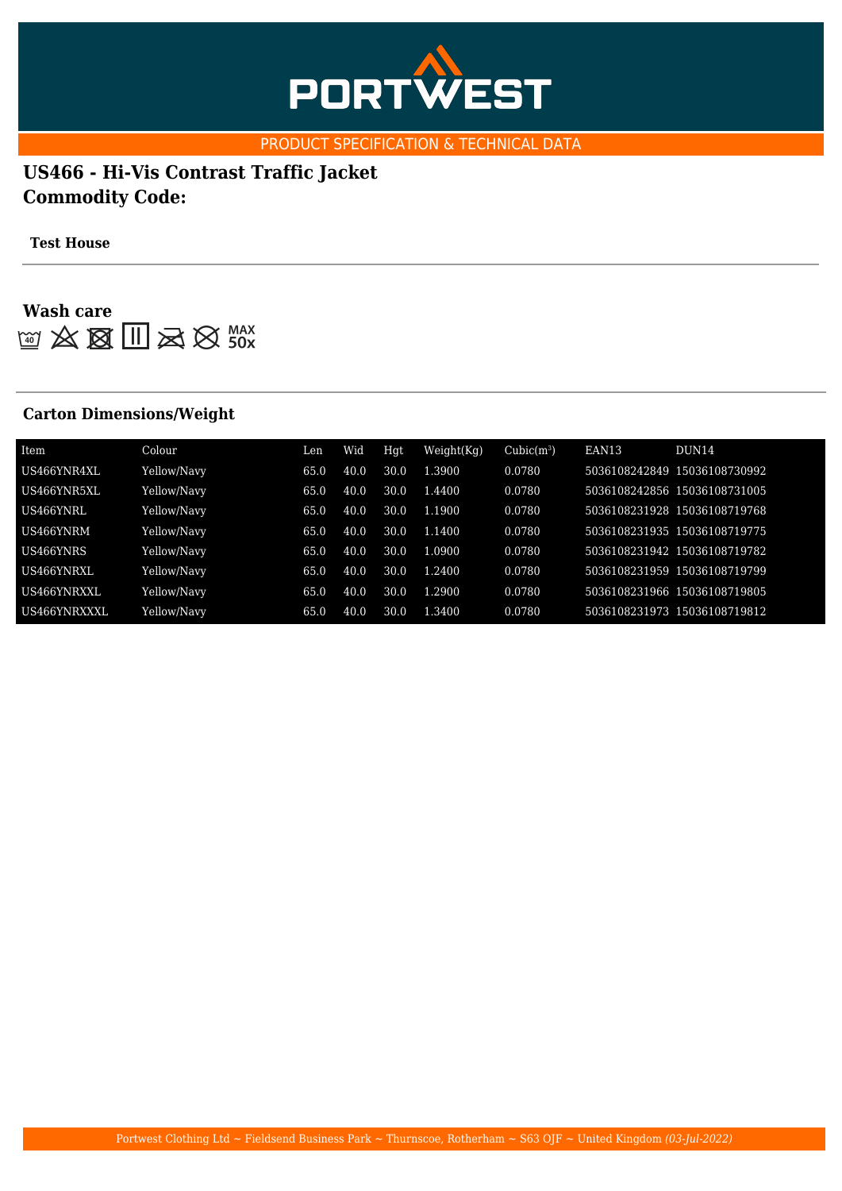PRODUCT SPECIFICATION & TECHNICAL DATA

# US466 - Hi-Vis Contrast Traffic Jacket

## Commodity Code:

**Test House**

## Wash care

MAX 50x

## Carton Dimensions/Weight

| Item | Colour | Len | Wid | Hgt | Weight(Kg) | Cubic($m^3$) | EAN13 | DUN14 |
|---|---|---|---|---|---|---|---|---|
| US466YNR4XL | Yellow/Navy | 65.0 | 40.0 | 30.0 | 1.3900 | 0.0780 | 5036108242849 | 15036108730992 |
| US466YNR5XL | Yellow/Navy | 65.0 | 40.0 | 30.0 | 1.4400 | 0.0780 | 5036108242856 | 15036108731005 |
| US466YNRL | Yellow/Navy | 65.0 | 40.0 | 30.0 | 1.1900 | 0.0780 | 5036108231928 | 15036108719768 |
| US466YNRM | Yellow/Navy | 65.0 | 40.0 | 30.0 | 1.1400 | 0.0780 | 5036108231935 | 15036108719775 |
| US466YNRS | Yellow/Navy | 65.0 | 40.0 | 30.0 | 1.0900 | 0.0780 | 5036108231942 | 15036108719782 |
| US466YNRXL | Yellow/Navy | 65.0 | 40.0 | 30.0 | 1.2400 | 0.0780 | 5036108231959 | 15036108719799 |
| US466YNRXXL | Yellow/Navy | 65.0 | 40.0 | 30.0 | 1.2900 | 0.0780 | 5036108231966 | 15036108719805 |
| US466YNRXXXL | Yellow/Navy | 65.0 | 40.0 | 30.0 | 1.3400 | 0.0780 | 5036108231973 | 15036108719812 |

Portwest Clothing Ltd ~ Fieldsend Business Park ~ Thurnscoe, Rotherham ~ S63 OJF ~ United Kingdom *(03-Jul-2022)*